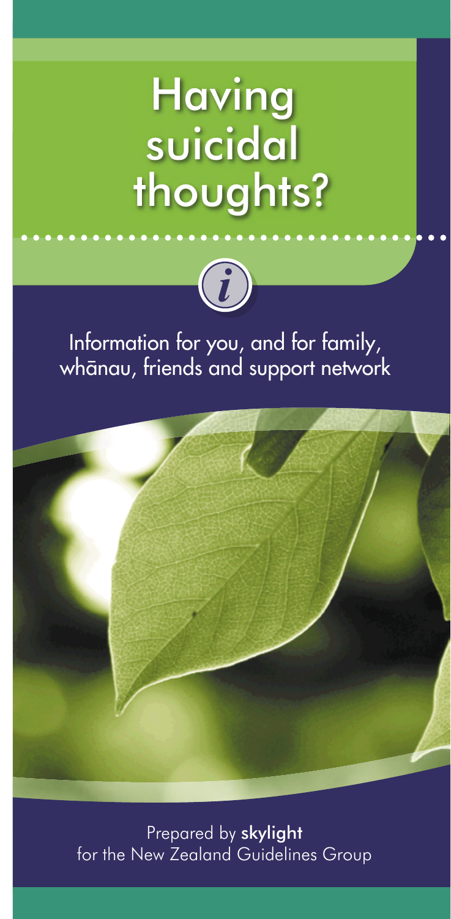# Having suicidal thoughts?

Information for you, and for family, whānau, friends and support network

Prepared by **skylight** for the New Zealand Guidelines Group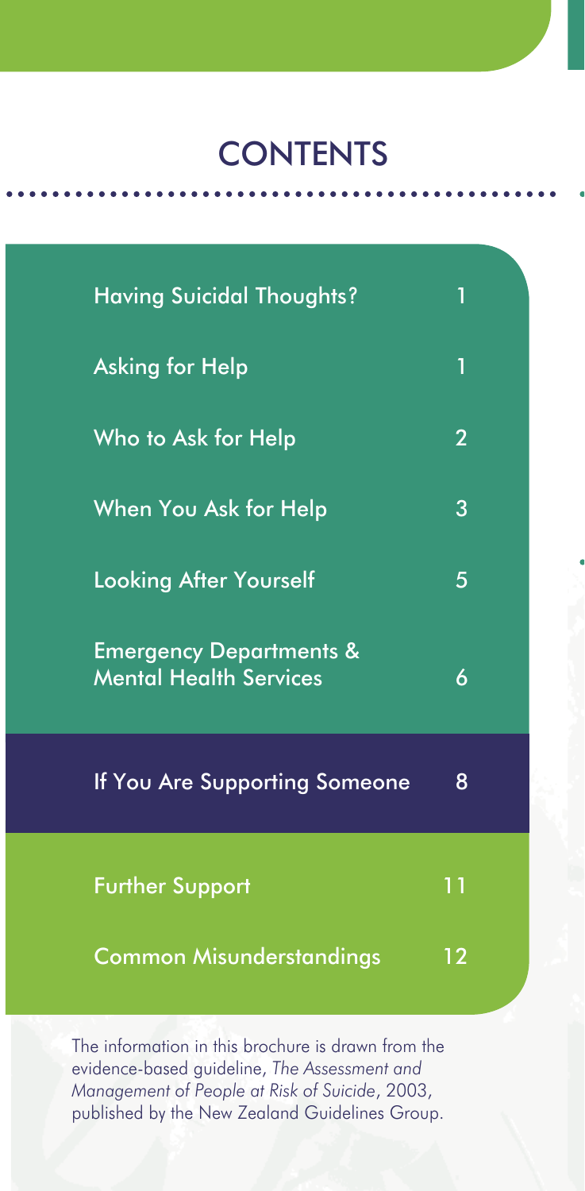# CONTENTS

| | |
|---|---|
| Having Suicidal Thoughts? | 1 |
| Asking for Help | 1 |
| Who to Ask for Help | 2 |
| When You Ask for Help | 3 |
| Looking After Yourself | 5 |
| Emergency Departments & Mental Health Services | 6 |
| If You Are Supporting Someone | 8 |
| Further Support | 11 |
| Common Misunderstandings | 12 |

The information in this brochure is drawn from the evidence-based guideline, *The Assessment and Management of People at Risk of Suicide*, 2003, published by the New Zealand Guidelines Group.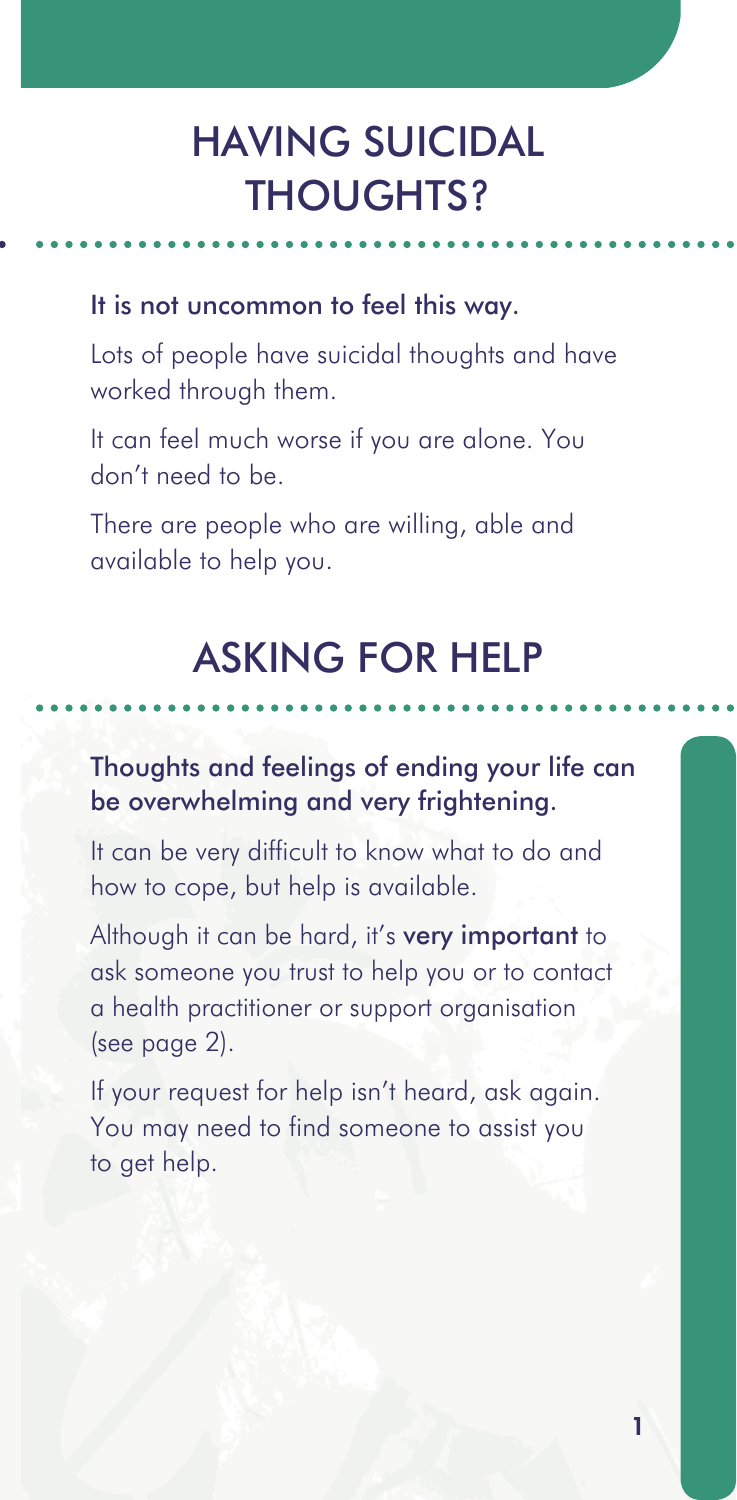# HAVING SUICIDAL THOUGHTS?

**It is not uncommon to feel this way.**

Lots of people have suicidal thoughts and have worked through them.

It can feel much worse if you are alone. You don't need to be.

There are people who are willing, able and available to help you.

# ASKING FOR HELP

**Thoughts and feelings of ending your life can be overwhelming and very frightening.**

It can be very difficult to know what to do and how to cope, but help is available.

Although it can be hard, it's **very important** to ask someone you trust to help you or to contact a health practitioner or support organisation (see page 2).

If your request for help isn't heard, ask again. You may need to find someone to assist you to get help.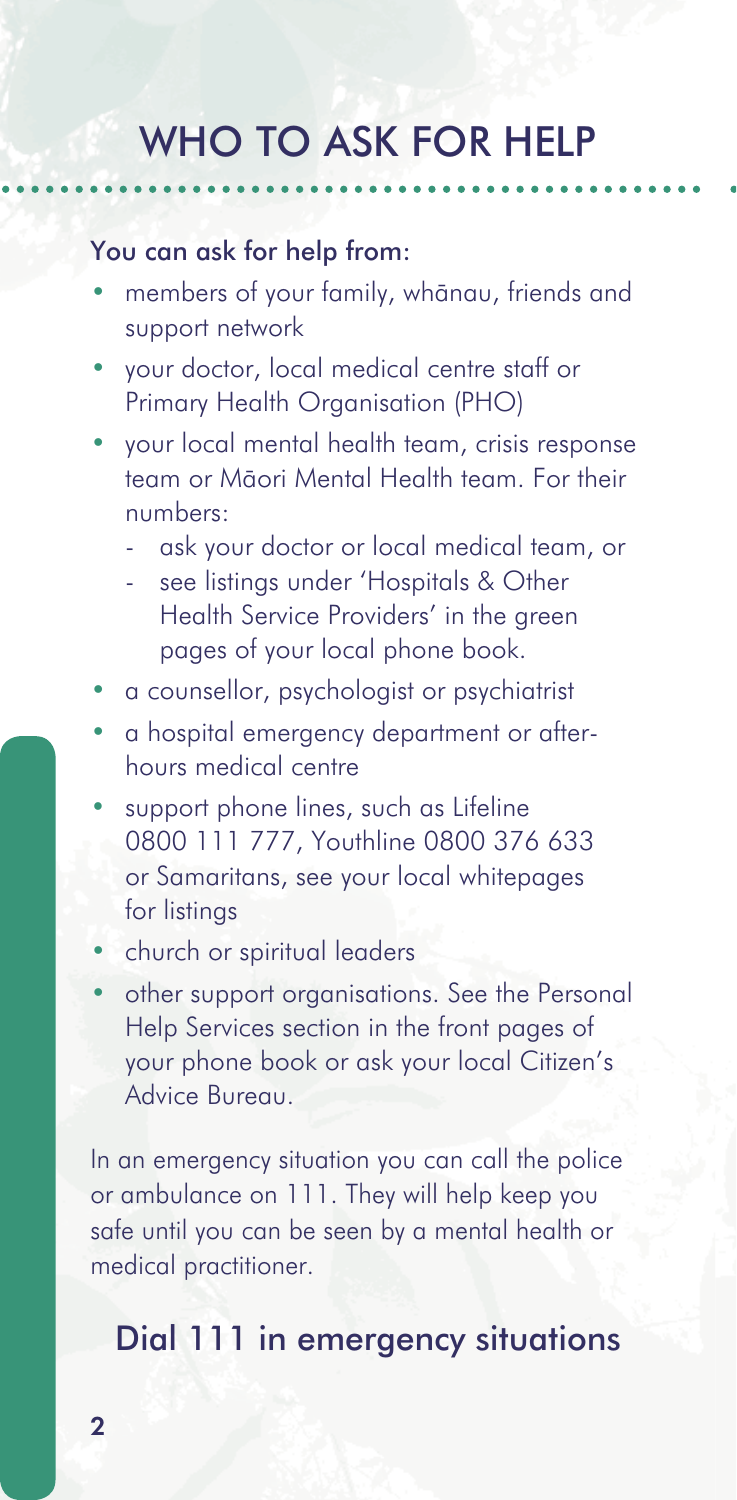# WHO TO ASK FOR HELP

**You can ask for help from:**

- members of your family, whānau, friends and support network
- your doctor, local medical centre staff or Primary Health Organisation (PHO)
- your local mental health team, crisis response team or Māori Mental Health team. For their numbers:
  - ask your doctor or local medical team, or
  - see listings under 'Hospitals & Other Health Service Providers' in the green pages of your local phone book.
- a counsellor, psychologist or psychiatrist
- a hospital emergency department or after-hours medical centre
- support phone lines, such as Lifeline 0800 111 777, Youthline 0800 376 633 or Samaritans, see your local whitepages for listings
- church or spiritual leaders
- other support organisations. See the Personal Help Services section in the front pages of your phone book or ask your local Citizen's Advice Bureau.

In an emergency situation you can call the police or ambulance on 111. They will help keep you safe until you can be seen by a mental health or medical practitioner.

## Dial 111 in emergency situations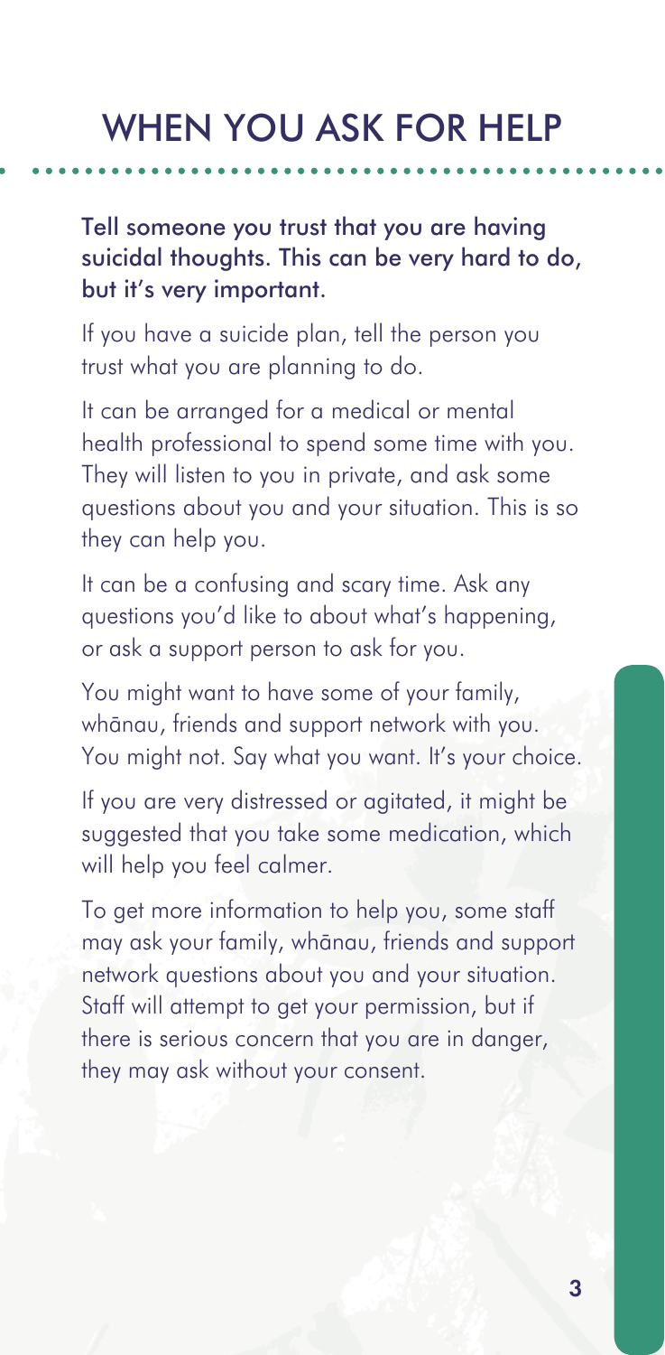# WHEN YOU ASK FOR HELP

**Tell someone you trust that you are having suicidal thoughts. This can be very hard to do, but it's very important.**

If you have a suicide plan, tell the person you trust what you are planning to do.

It can be arranged for a medical or mental health professional to spend some time with you. They will listen to you in private, and ask some questions about you and your situation. This is so they can help you.

It can be a confusing and scary time. Ask any questions you'd like to about what's happening, or ask a support person to ask for you.

You might want to have some of your family, whānau, friends and support network with you. You might not. Say what you want. It's your choice.

If you are very distressed or agitated, it might be suggested that you take some medication, which will help you feel calmer.

To get more information to help you, some staff may ask your family, whānau, friends and support network questions about you and your situation. Staff will attempt to get your permission, but if there is serious concern that you are in danger, they may ask without your consent.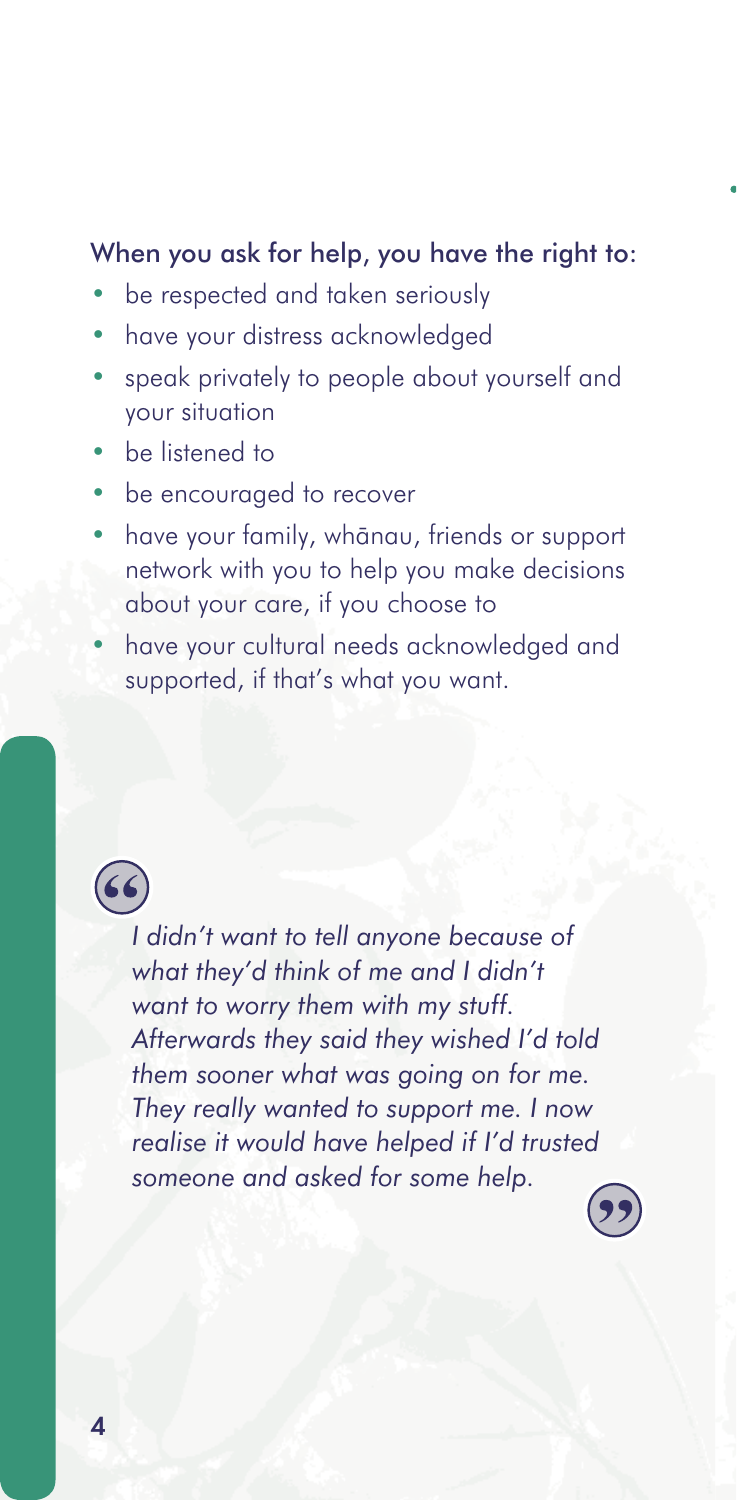When you ask for help, you have the right to:

- be respected and taken seriously
- have your distress acknowledged
- speak privately to people about yourself and your situation
- be listened to
- be encouraged to recover
- have your family, whānau, friends or support network with you to help you make decisions about your care, if you choose to
- have your cultural needs acknowledged and supported, if that's what you want.

> *I didn't want to tell anyone because of what they'd think of me and I didn't want to worry them with my stuff. Afterwards they said they wished I'd told them sooner what was going on for me. They really wanted to support me. I now realise it would have helped if I'd trusted someone and asked for some help.*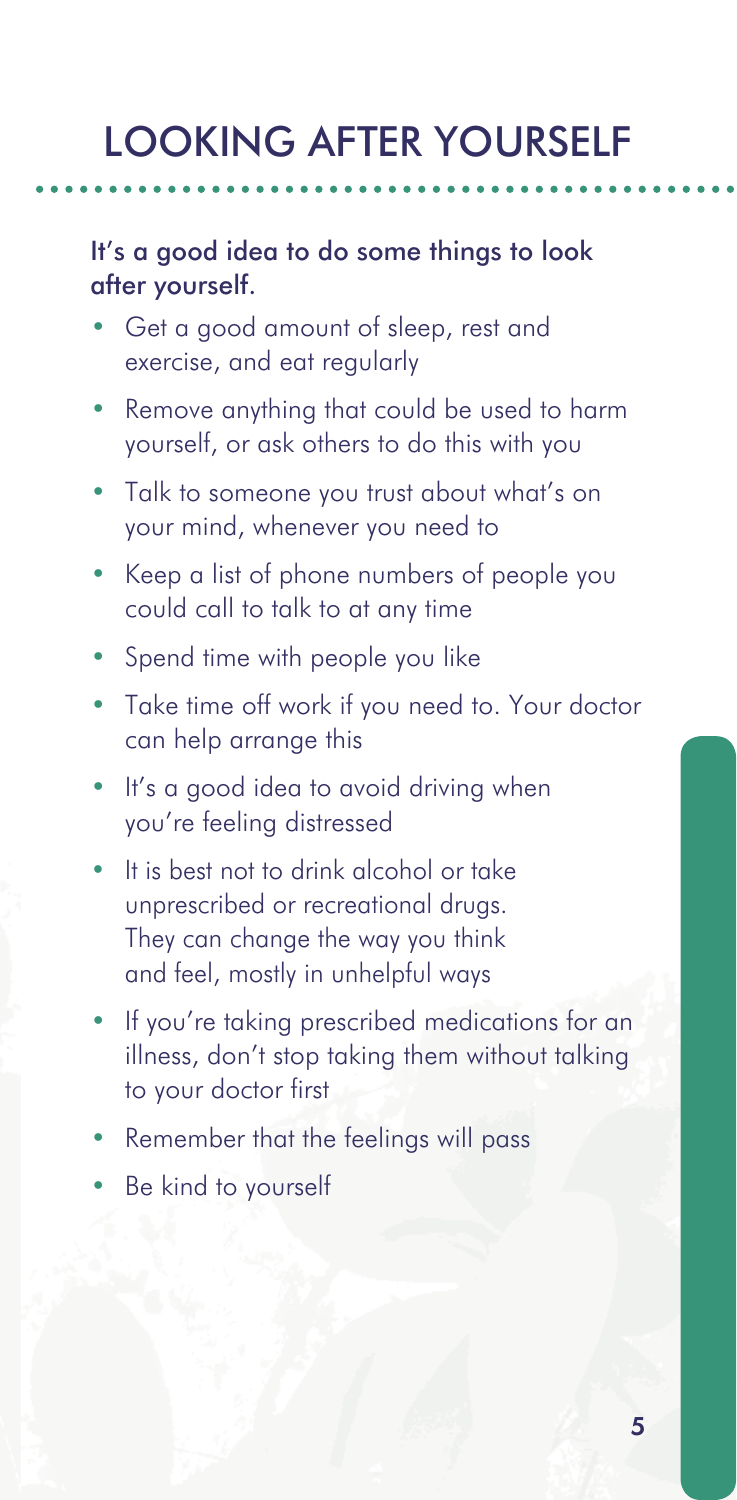# LOOKING AFTER YOURSELF

**It's a good idea to do some things to look after yourself.**

- Get a good amount of sleep, rest and exercise, and eat regularly
- Remove anything that could be used to harm yourself, or ask others to do this with you
- Talk to someone you trust about what's on your mind, whenever you need to
- Keep a list of phone numbers of people you could call to talk to at any time
- Spend time with people you like
- Take time off work if you need to. Your doctor can help arrange this
- It's a good idea to avoid driving when you're feeling distressed
- It is best not to drink alcohol or take unprescribed or recreational drugs. They can change the way you think and feel, mostly in unhelpful ways
- If you're taking prescribed medications for an illness, don't stop taking them without talking to your doctor first
- Remember that the feelings will pass
- Be kind to yourself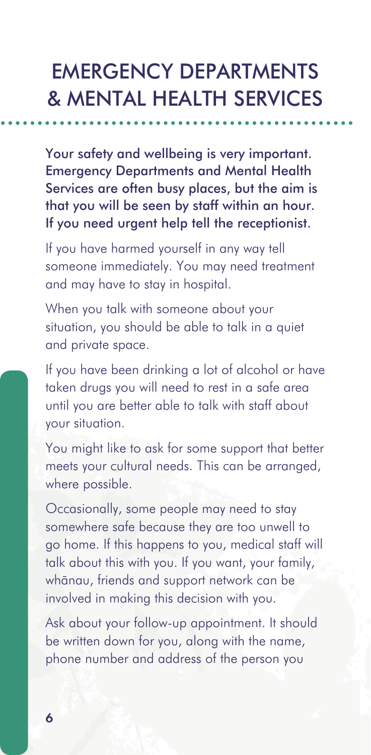# EMERGENCY DEPARTMENTS & MENTAL HEALTH SERVICES

**Your safety and wellbeing is very important. Emergency Departments and Mental Health Services are often busy places, but the aim is that you will be seen by staff within an hour. If you need urgent help tell the receptionist.**

If you have harmed yourself in any way tell someone immediately. You may need treatment and may have to stay in hospital.

When you talk with someone about your situation, you should be able to talk in a quiet and private space.

If you have been drinking a lot of alcohol or have taken drugs you will need to rest in a safe area until you are better able to talk with staff about your situation.

You might like to ask for some support that better meets your cultural needs. This can be arranged, where possible.

Occasionally, some people may need to stay somewhere safe because they are too unwell to go home. If this happens to you, medical staff will talk about this with you. If you want, your family, whānau, friends and support network can be involved in making this decision with you.

Ask about your follow-up appointment. It should be written down for you, along with the name, phone number and address of the person you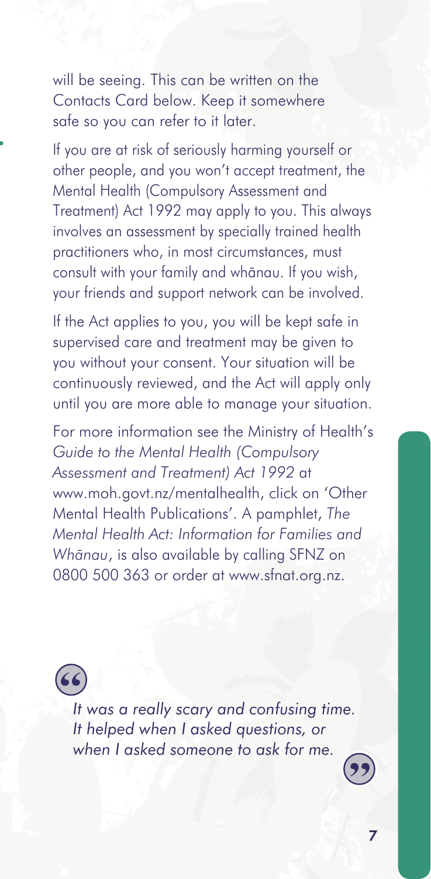will be seeing. This can be written on the Contacts Card below. Keep it somewhere safe so you can refer to it later.

If you are at risk of seriously harming yourself or other people, and you won't accept treatment, the Mental Health (Compulsory Assessment and Treatment) Act 1992 may apply to you. This always involves an assessment by specially trained health practitioners who, in most circumstances, must consult with your family and whānau. If you wish, your friends and support network can be involved.

If the Act applies to you, you will be kept safe in supervised care and treatment may be given to you without your consent. Your situation will be continuously reviewed, and the Act will apply only until you are more able to manage your situation.

For more information see the Ministry of Health's *Guide to the Mental Health (Compulsory Assessment and Treatment) Act 1992* at www.moh.govt.nz/mentalhealth, click on 'Other Mental Health Publications'. A pamphlet, *The Mental Health Act: Information for Families and Whānau*, is also available by calling SFNZ on 0800 500 363 or order at www.sfnat.org.nz.

> *It was a really scary and confusing time. It helped when I asked questions, or when I asked someone to ask for me.*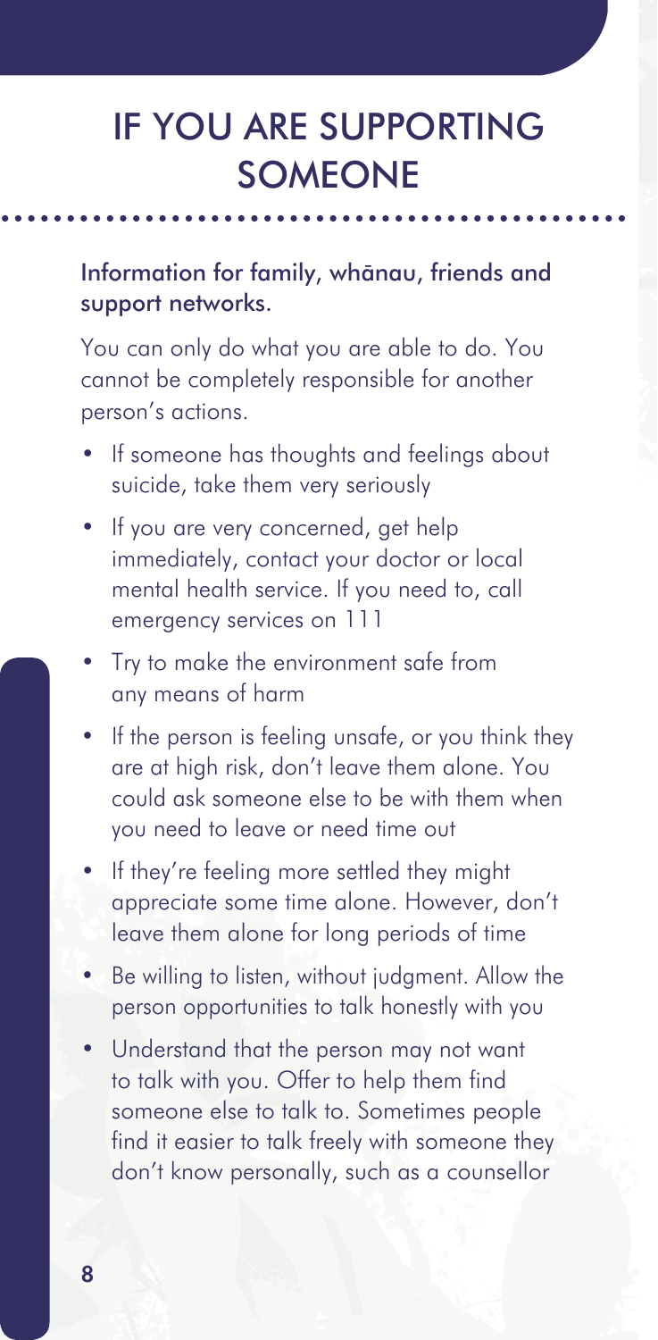# IF YOU ARE SUPPORTING SOMEONE

**Information for family, whānau, friends and support networks.**

You can only do what you are able to do. You cannot be completely responsible for another person's actions.

- If someone has thoughts and feelings about suicide, take them very seriously
- If you are very concerned, get help immediately, contact your doctor or local mental health service. If you need to, call emergency services on 111
- Try to make the environment safe from any means of harm
- If the person is feeling unsafe, or you think they are at high risk, don't leave them alone. You could ask someone else to be with them when you need to leave or need time out
- If they're feeling more settled they might appreciate some time alone. However, don't leave them alone for long periods of time
- Be willing to listen, without judgment. Allow the person opportunities to talk honestly with you
- Understand that the person may not want to talk with you. Offer to help them find someone else to talk to. Sometimes people find it easier to talk freely with someone they don't know personally, such as a counsellor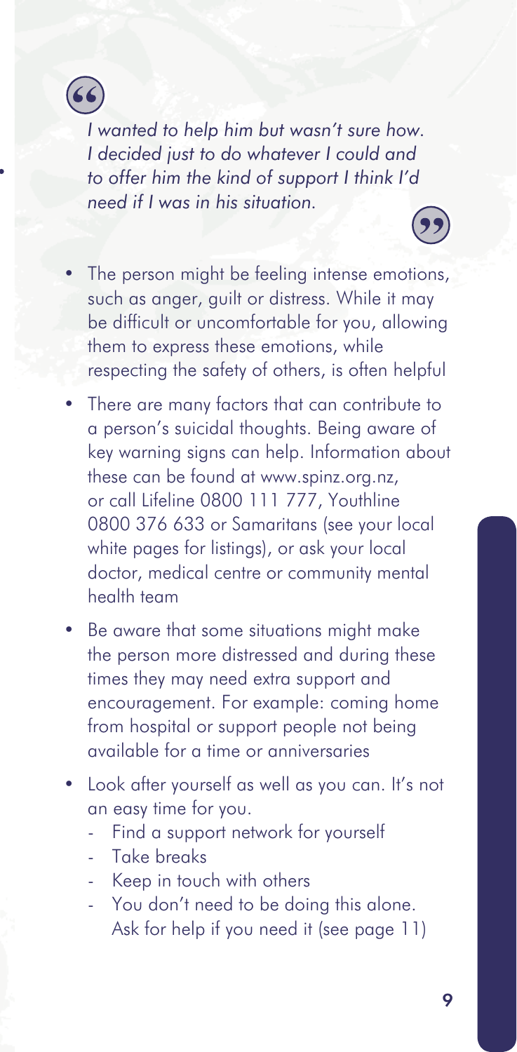> *I wanted to help him but wasn't sure how. I decided just to do whatever I could and to offer him the kind of support I think I'd need if I was in his situation.*

- The person might be feeling intense emotions, such as anger, guilt or distress. While it may be difficult or uncomfortable for you, allowing them to express these emotions, while respecting the safety of others, is often helpful
- There are many factors that can contribute to a person's suicidal thoughts. Being aware of key warning signs can help. Information about these can be found at www.spinz.org.nz, or call Lifeline 0800 111 777, Youthline 0800 376 633 or Samaritans (see your local white pages for listings), or ask your local doctor, medical centre or community mental health team
- Be aware that some situations might make the person more distressed and during these times they may need extra support and encouragement. For example: coming home from hospital or support people not being available for a time or anniversaries
- Look after yourself as well as you can. It's not an easy time for you.
  - Find a support network for yourself
  - Take breaks
  - Keep in touch with others
  - You don't need to be doing this alone. Ask for help if you need it (see page 11)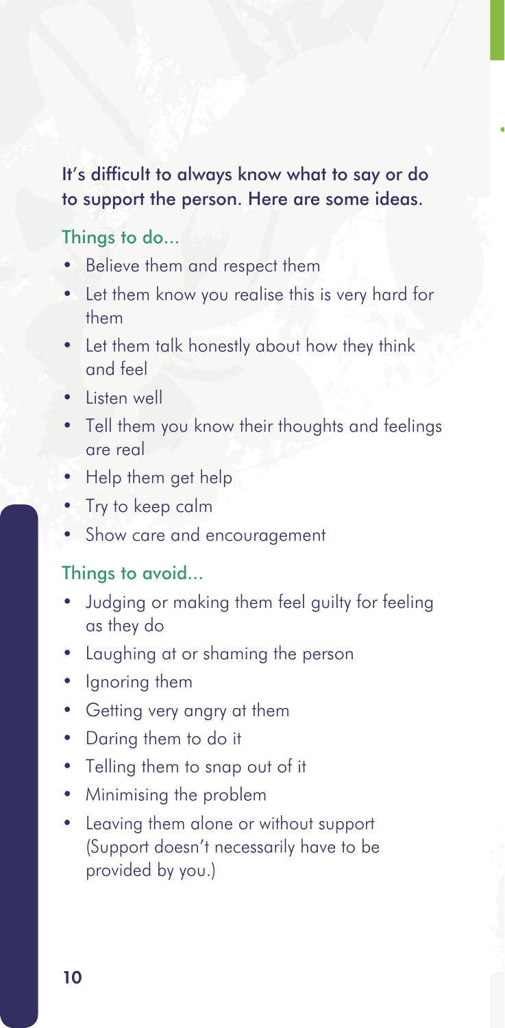It's difficult to always know what to say or do to support the person. Here are some ideas.

### Things to do...

- Believe them and respect them
- Let them know you realise this is very hard for them
- Let them talk honestly about how they think and feel
- Listen well
- Tell them you know their thoughts and feelings are real
- Help them get help
- Try to keep calm
- Show care and encouragement

### Things to avoid...

- Judging or making them feel guilty for feeling as they do
- Laughing at or shaming the person
- Ignoring them
- Getting very angry at them
- Daring them to do it
- Telling them to snap out of it
- Minimising the problem
- Leaving them alone or without support (Support doesn't necessarily have to be provided by you.)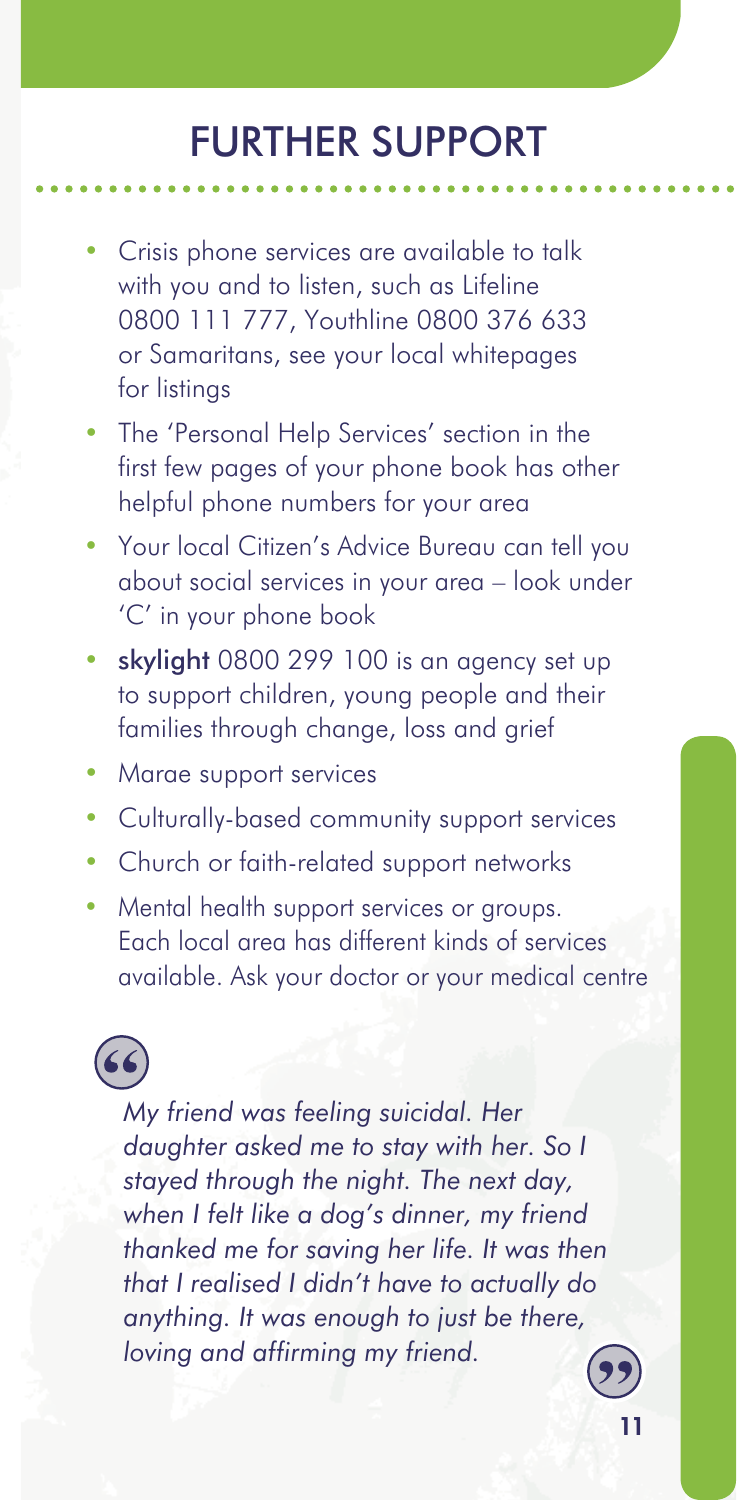# FURTHER SUPPORT

- Crisis phone services are available to talk with you and to listen, such as Lifeline 0800 111 777, Youthline 0800 376 633 or Samaritans, see your local whitepages for listings
- The 'Personal Help Services' section in the first few pages of your phone book has other helpful phone numbers for your area
- Your local Citizen's Advice Bureau can tell you about social services in your area – look under 'C' in your phone book
- **skylight** 0800 299 100 is an agency set up to support children, young people and their families through change, loss and grief
- Marae support services
- Culturally-based community support services
- Church or faith-related support networks
- Mental health support services or groups. Each local area has different kinds of services available. Ask your doctor or your medical centre

> *My friend was feeling suicidal. Her daughter asked me to stay with her. So I stayed through the night. The next day, when I felt like a dog's dinner, my friend thanked me for saving her life. It was then that I realised I didn't have to actually do anything. It was enough to just be there, loving and affirming my friend.*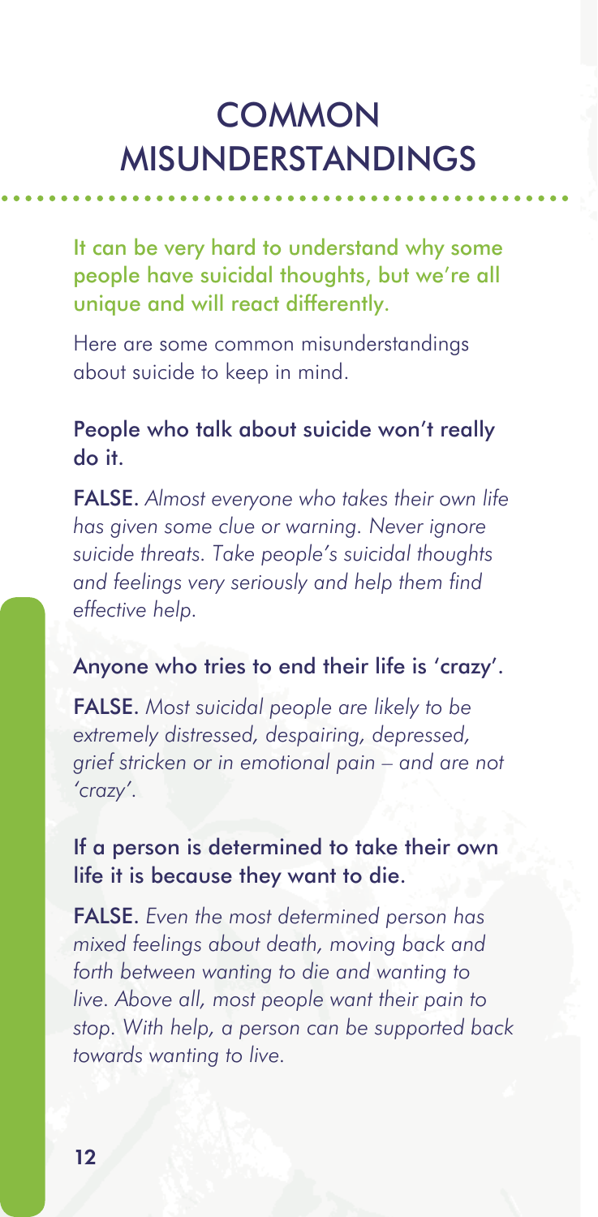# COMMON MISUNDERSTANDINGS

It can be very hard to understand why some people have suicidal thoughts, but we're all unique and will react differently.

Here are some common misunderstandings about suicide to keep in mind.

### People who talk about suicide won't really do it.

**FALSE.** *Almost everyone who takes their own life has given some clue or warning. Never ignore suicide threats. Take people's suicidal thoughts and feelings very seriously and help them find effective help.*

### Anyone who tries to end their life is 'crazy'.

**FALSE.** *Most suicidal people are likely to be extremely distressed, despairing, depressed, grief stricken or in emotional pain – and are not 'crazy'.*

### If a person is determined to take their own life it is because they want to die.

**FALSE.** *Even the most determined person has mixed feelings about death, moving back and forth between wanting to die and wanting to live. Above all, most people want their pain to stop. With help, a person can be supported back towards wanting to live.*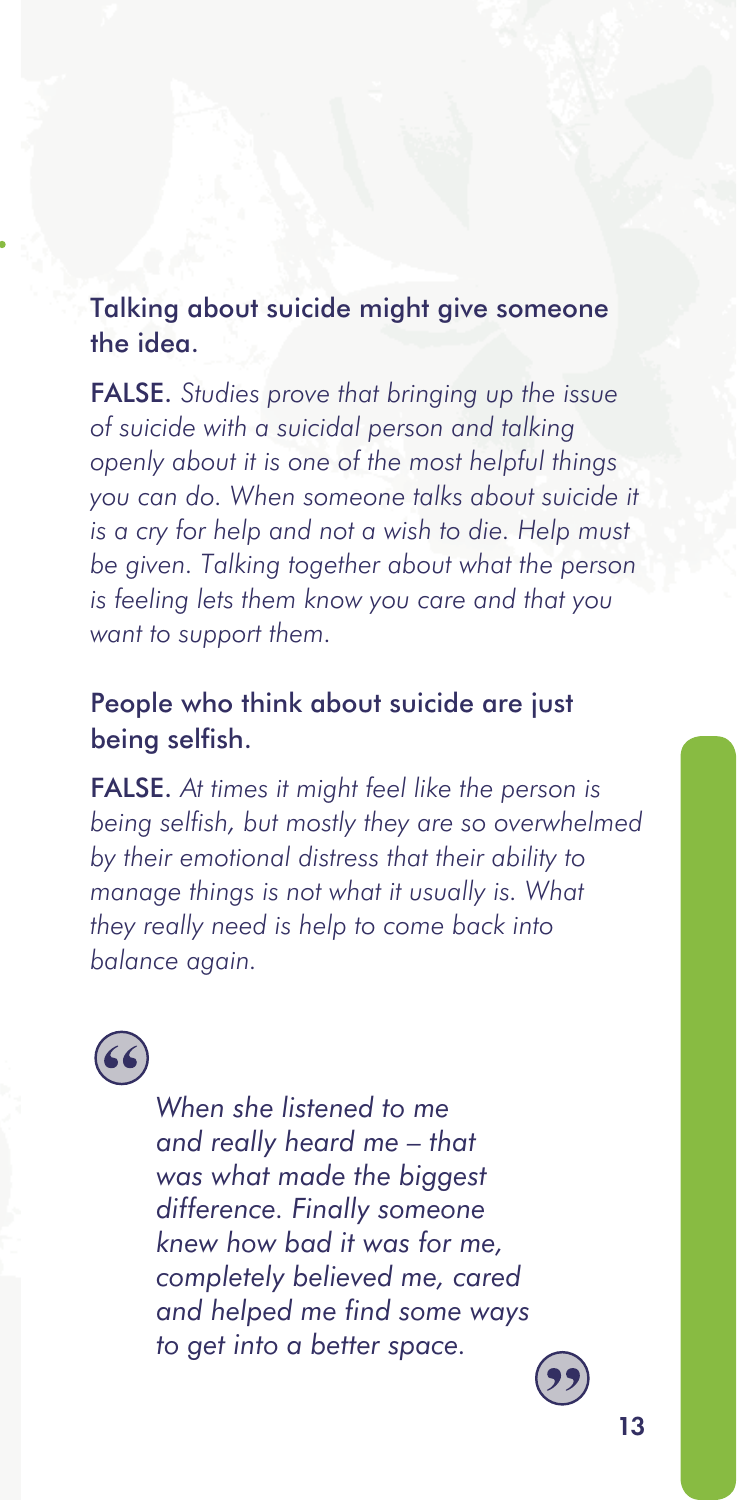### Talking about suicide might give someone the idea.

**FALSE.** *Studies prove that bringing up the issue of suicide with a suicidal person and talking openly about it is one of the most helpful things you can do. When someone talks about suicide it is a cry for help and not a wish to die. Help must be given. Talking together about what the person is feeling lets them know you care and that you want to support them.*

### People who think about suicide are just being selfish.

**FALSE.** *At times it might feel like the person is being selfish, but mostly they are so overwhelmed by their emotional distress that their ability to manage things is not what it usually is. What they really need is help to come back into balance again.*

> *When she listened to me and really heard me – that was what made the biggest difference. Finally someone knew how bad it was for me, completely believed me, cared and helped me find some ways to get into a better space.*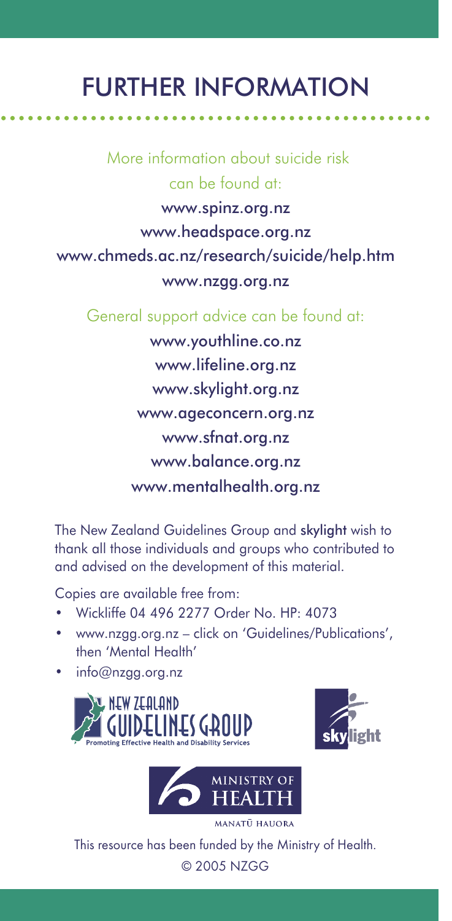# FURTHER INFORMATION

More information about suicide risk can be found at:

www.spinz.org.nz
www.headspace.org.nz
www.chmeds.ac.nz/research/suicide/help.htm
www.nzgg.org.nz

General support advice can be found at:

www.youthline.co.nz
www.lifeline.org.nz
www.skylight.org.nz
www.ageconcern.org.nz
www.sfnat.org.nz
www.balance.org.nz
www.mentalhealth.org.nz

The New Zealand Guidelines Group and **skylight** wish to thank all those individuals and groups who contributed to and advised on the development of this material.

Copies are available free from:

- Wickliffe 04 496 2277 Order No. HP: 4073
- www.nzgg.org.nz – click on 'Guidelines/Publications', then 'Mental Health'
- info@nzgg.org.nz

NEW ZEALAND GUIDELINES GROUP
Promoting Effective Health and Disability Services

skylight

MINISTRY OF HEALTH
MANATŪ HAUORA

This resource has been funded by the Ministry of Health.

© 2005 NZGG